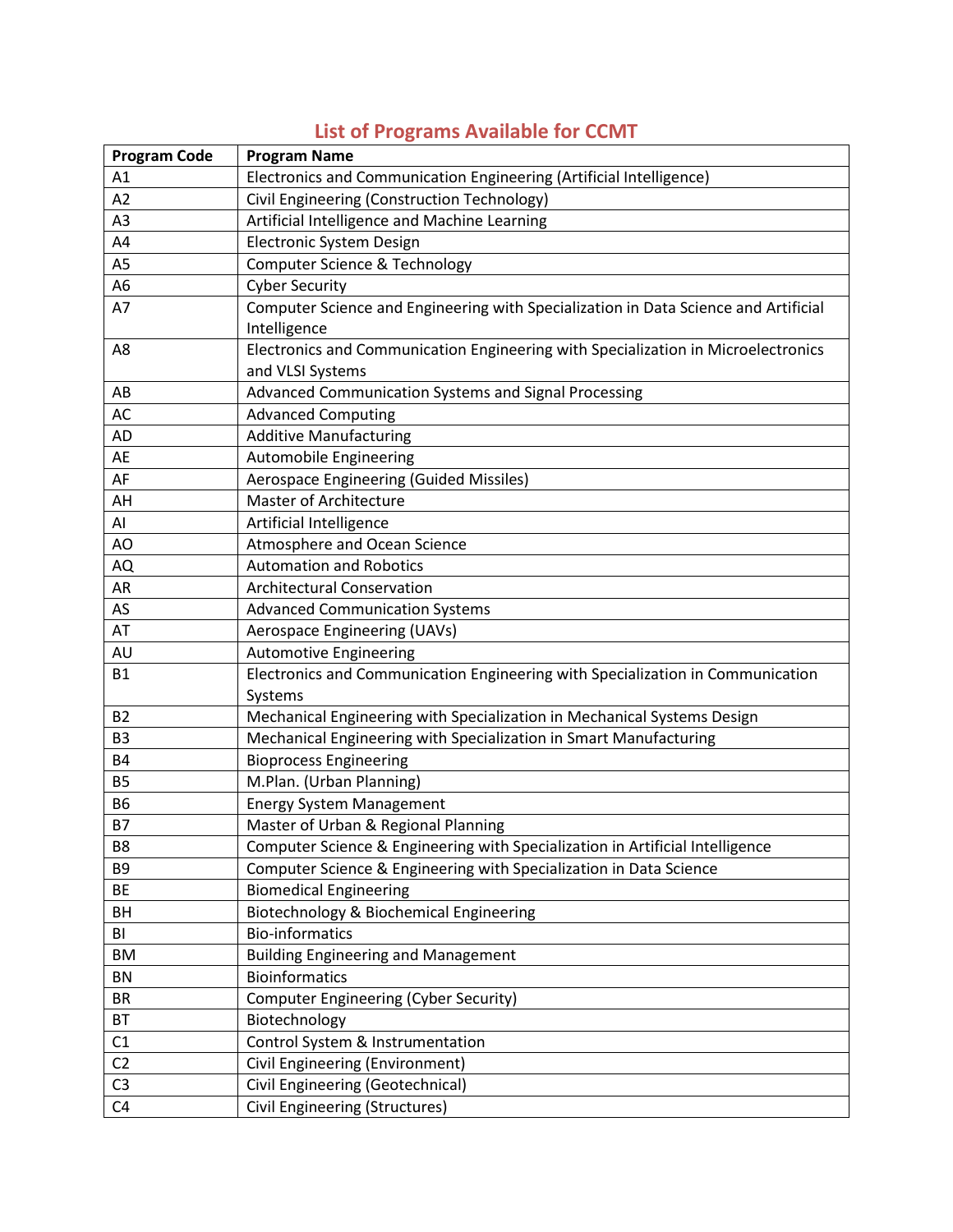## List of Programs Available for CCMT

| Program Code | Program Name |
|---|---|
| A1 | Electronics and Communication Engineering (Artificial Intelligence) |
| A2 | Civil Engineering (Construction Technology) |
| A3 | Artificial Intelligence and Machine Learning |
| A4 | Electronic System Design |
| A5 | Computer Science & Technology |
| A6 | Cyber Security |
| A7 | Computer Science and Engineering with Specialization in Data Science and Artificial Intelligence |
| A8 | Electronics and Communication Engineering with Specialization in Microelectronics and VLSI Systems |
| AB | Advanced Communication Systems and Signal Processing |
| AC | Advanced Computing |
| AD | Additive Manufacturing |
| AE | Automobile Engineering |
| AF | Aerospace Engineering (Guided Missiles) |
| AH | Master of Architecture |
| AI | Artificial Intelligence |
| AO | Atmosphere and Ocean Science |
| AQ | Automation and Robotics |
| AR | Architectural Conservation |
| AS | Advanced Communication Systems |
| AT | Aerospace Engineering (UAVs) |
| AU | Automotive Engineering |
| B1 | Electronics and Communication Engineering with Specialization in Communication Systems |
| B2 | Mechanical Engineering with Specialization in Mechanical Systems Design |
| B3 | Mechanical Engineering with Specialization in Smart Manufacturing |
| B4 | Bioprocess Engineering |
| B5 | M.Plan. (Urban Planning) |
| B6 | Energy System Management |
| B7 | Master of Urban & Regional Planning |
| B8 | Computer Science & Engineering with Specialization in Artificial Intelligence |
| B9 | Computer Science & Engineering with Specialization in Data Science |
| BE | Biomedical Engineering |
| BH | Biotechnology & Biochemical Engineering |
| BI | Bio-informatics |
| BM | Building Engineering and Management |
| BN | Bioinformatics |
| BR | Computer Engineering (Cyber Security) |
| BT | Biotechnology |
| C1 | Control System & Instrumentation |
| C2 | Civil Engineering (Environment) |
| C3 | Civil Engineering (Geotechnical) |
| C4 | Civil Engineering (Structures) |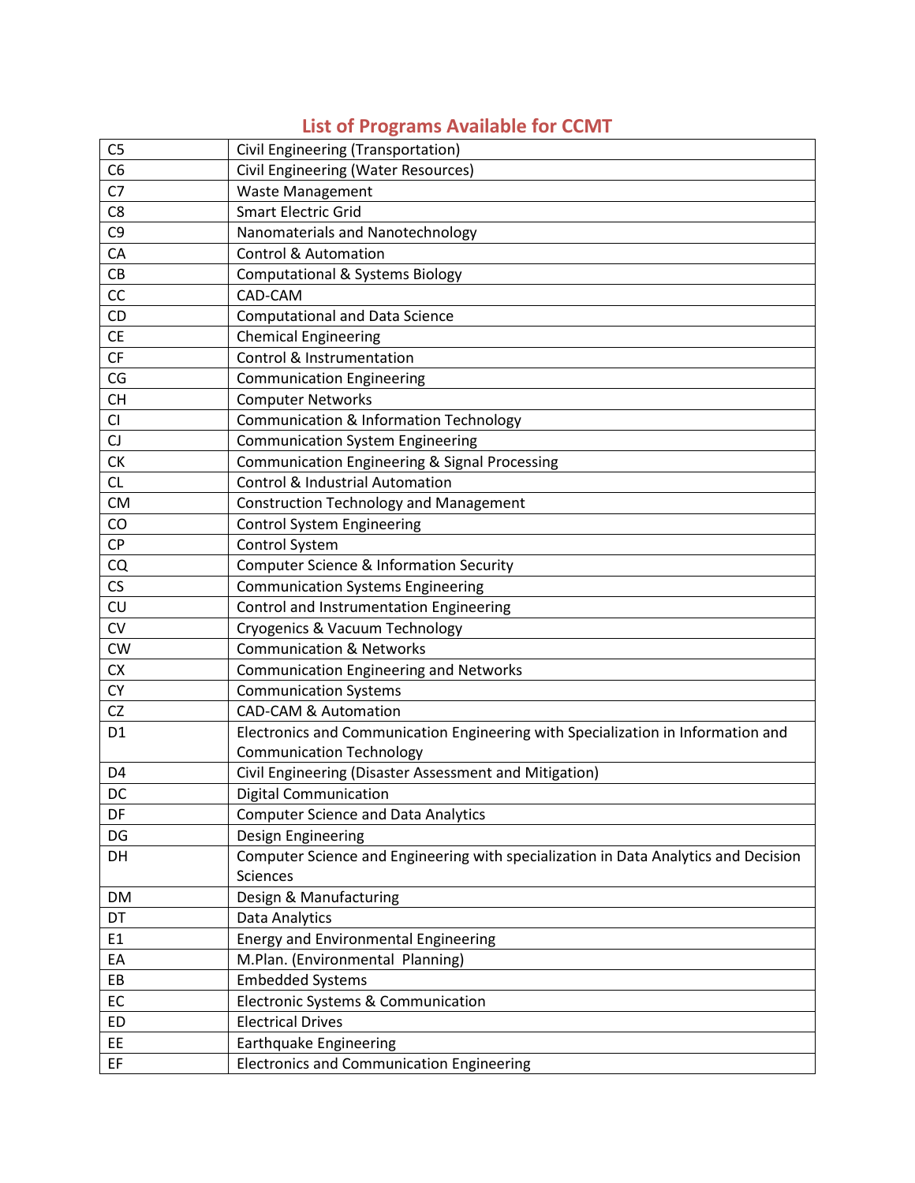## List of Programs Available for CCMT

| | |
|---|---|
| C5 | Civil Engineering (Transportation) |
| C6 | Civil Engineering (Water Resources) |
| C7 | Waste Management |
| C8 | Smart Electric Grid |
| C9 | Nanomaterials and Nanotechnology |
| CA | Control & Automation |
| CB | Computational & Systems Biology |
| CC | CAD-CAM |
| CD | Computational and Data Science |
| CE | Chemical Engineering |
| CF | Control & Instrumentation |
| CG | Communication Engineering |
| CH | Computer Networks |
| CI | Communication & Information Technology |
| CJ | Communication System Engineering |
| CK | Communication Engineering & Signal Processing |
| CL | Control & Industrial Automation |
| CM | Construction Technology and Management |
| CO | Control System Engineering |
| CP | Control System |
| CQ | Computer Science & Information Security |
| CS | Communication Systems Engineering |
| CU | Control and Instrumentation Engineering |
| CV | Cryogenics & Vacuum Technology |
| CW | Communication & Networks |
| CX | Communication Engineering and Networks |
| CY | Communication Systems |
| CZ | CAD-CAM & Automation |
| D1 | Electronics and Communication Engineering with Specialization in Information and Communication Technology |
| D4 | Civil Engineering (Disaster Assessment and Mitigation) |
| DC | Digital Communication |
| DF | Computer Science and Data Analytics |
| DG | Design Engineering |
| DH | Computer Science and Engineering with specialization in Data Analytics and Decision Sciences |
| DM | Design & Manufacturing |
| DT | Data Analytics |
| E1 | Energy and Environmental Engineering |
| EA | M.Plan. (Environmental Planning) |
| EB | Embedded Systems |
| EC | Electronic Systems & Communication |
| ED | Electrical Drives |
| EE | Earthquake Engineering |
| EF | Electronics and Communication Engineering |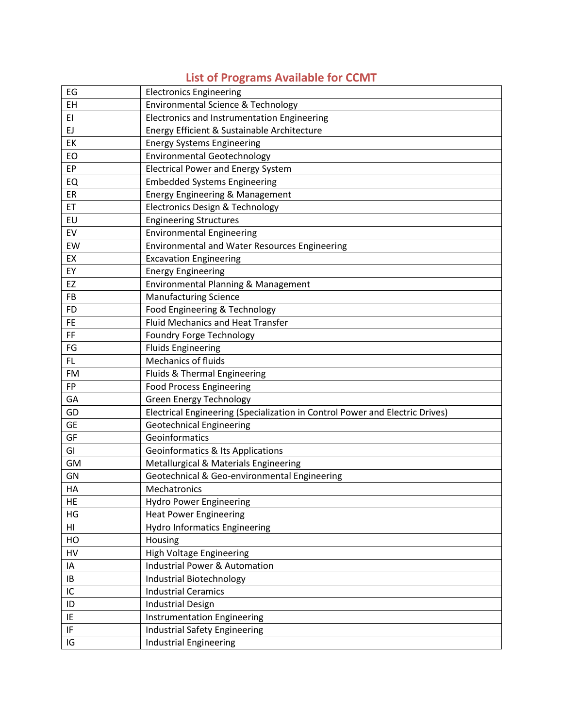## List of Programs Available for CCMT

| | |
|---|---|
| EG | Electronics Engineering |
| EH | Environmental Science & Technology |
| EI | Electronics and Instrumentation Engineering |
| EJ | Energy Efficient & Sustainable Architecture |
| EK | Energy Systems Engineering |
| EO | Environmental Geotechnology |
| EP | Electrical Power and Energy System |
| EQ | Embedded Systems Engineering |
| ER | Energy Engineering & Management |
| ET | Electronics Design & Technology |
| EU | Engineering Structures |
| EV | Environmental Engineering |
| EW | Environmental and Water Resources Engineering |
| EX | Excavation Engineering |
| EY | Energy Engineering |
| EZ | Environmental Planning & Management |
| FB | Manufacturing Science |
| FD | Food Engineering & Technology |
| FE | Fluid Mechanics and Heat Transfer |
| FF | Foundry Forge Technology |
| FG | Fluids Engineering |
| FL | Mechanics of fluids |
| FM | Fluids & Thermal Engineering |
| FP | Food Process Engineering |
| GA | Green Energy Technology |
| GD | Electrical Engineering (Specialization in Control Power and Electric Drives) |
| GE | Geotechnical Engineering |
| GF | Geoinformatics |
| GI | Geoinformatics & Its Applications |
| GM | Metallurgical & Materials Engineering |
| GN | Geotechnical & Geo-environmental Engineering |
| HA | Mechatronics |
| HE | Hydro Power Engineering |
| HG | Heat Power Engineering |
| HI | Hydro Informatics Engineering |
| HO | Housing |
| HV | High Voltage Engineering |
| IA | Industrial Power & Automation |
| IB | Industrial Biotechnology |
| IC | Industrial Ceramics |
| ID | Industrial Design |
| IE | Instrumentation Engineering |
| IF | Industrial Safety Engineering |
| IG | Industrial Engineering |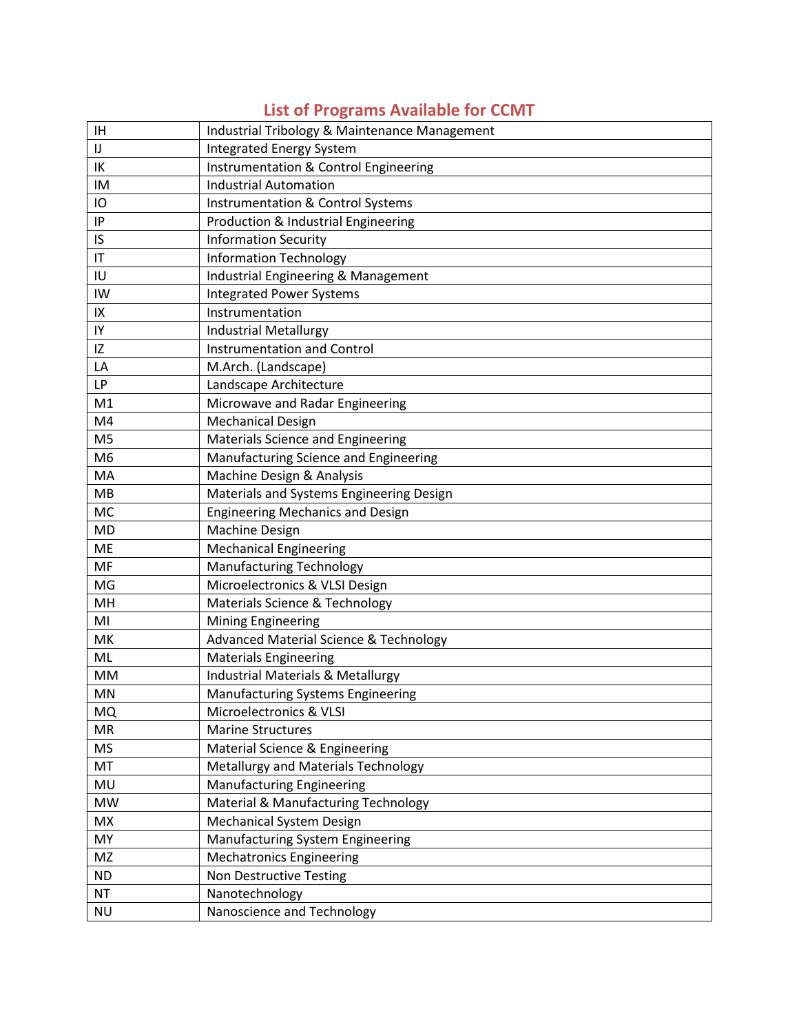## List of Programs Available for CCMT

| IH | Industrial Tribology & Maintenance Management |
|---|---|
| IJ | Integrated Energy System |
| IK | Instrumentation & Control Engineering |
| IM | Industrial Automation |
| IO | Instrumentation & Control Systems |
| IP | Production & Industrial Engineering |
| IS | Information Security |
| IT | Information Technology |
| IU | Industrial Engineering & Management |
| IW | Integrated Power Systems |
| IX | Instrumentation |
| IY | Industrial Metallurgy |
| IZ | Instrumentation and Control |
| LA | M.Arch. (Landscape) |
| LP | Landscape Architecture |
| M1 | Microwave and Radar Engineering |
| M4 | Mechanical Design |
| M5 | Materials Science and Engineering |
| M6 | Manufacturing Science and Engineering |
| MA | Machine Design & Analysis |
| MB | Materials and Systems Engineering Design |
| MC | Engineering Mechanics and Design |
| MD | Machine Design |
| ME | Mechanical Engineering |
| MF | Manufacturing Technology |
| MG | Microelectronics & VLSI Design |
| MH | Materials Science & Technology |
| MI | Mining Engineering |
| MK | Advanced Material Science & Technology |
| ML | Materials Engineering |
| MM | Industrial Materials & Metallurgy |
| MN | Manufacturing Systems Engineering |
| MQ | Microelectronics & VLSI |
| MR | Marine Structures |
| MS | Material Science & Engineering |
| MT | Metallurgy and Materials Technology |
| MU | Manufacturing Engineering |
| MW | Material & Manufacturing Technology |
| MX | Mechanical System Design |
| MY | Manufacturing System Engineering |
| MZ | Mechatronics Engineering |
| ND | Non Destructive Testing |
| NT | Nanotechnology |
| NU | Nanoscience and Technology |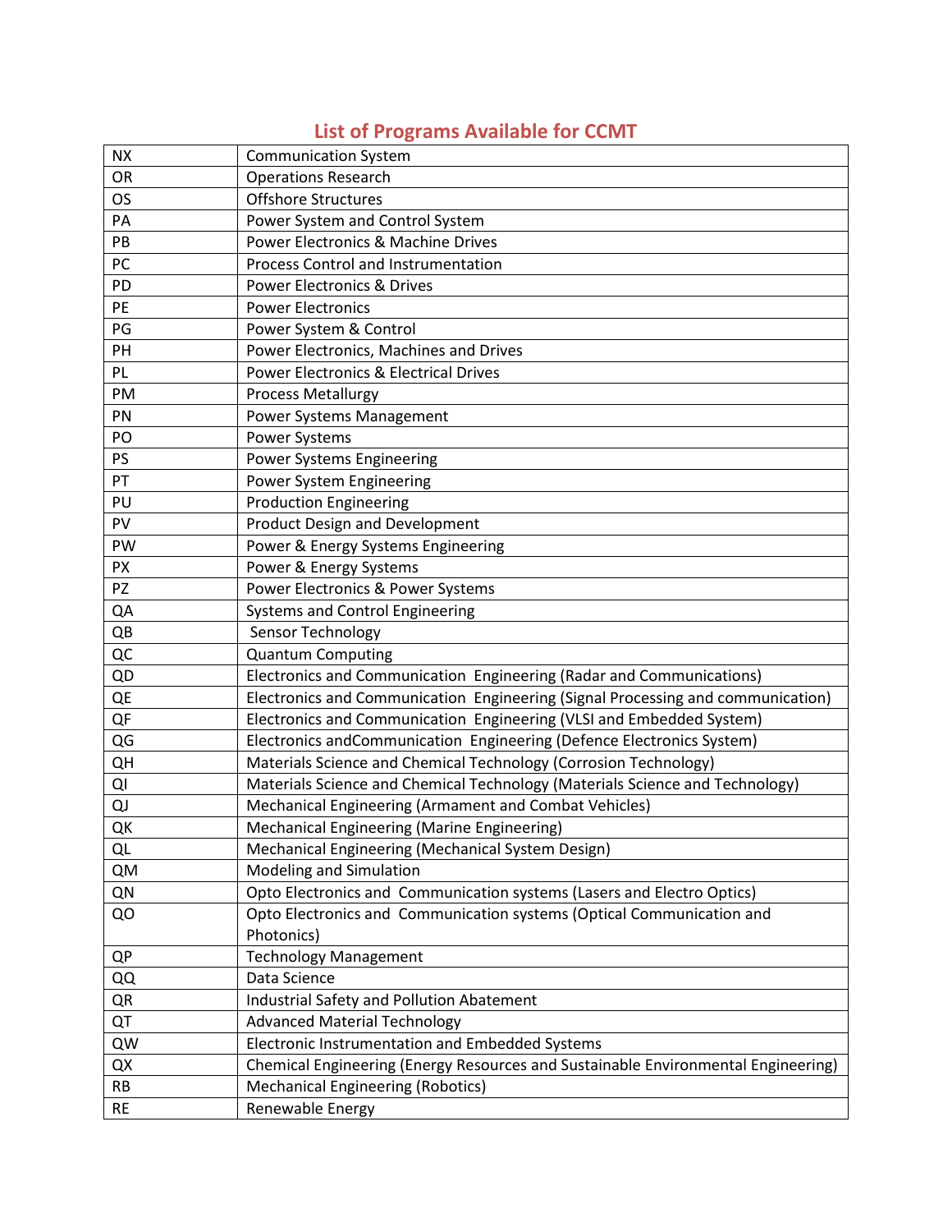## List of Programs Available for CCMT

| | |
|---|---|
| NX | Communication System |
| OR | Operations Research |
| OS | Offshore Structures |
| PA | Power System and Control System |
| PB | Power Electronics & Machine Drives |
| PC | Process Control and Instrumentation |
| PD | Power Electronics & Drives |
| PE | Power Electronics |
| PG | Power System & Control |
| PH | Power Electronics, Machines and Drives |
| PL | Power Electronics & Electrical Drives |
| PM | Process Metallurgy |
| PN | Power Systems Management |
| PO | Power Systems |
| PS | Power Systems Engineering |
| PT | Power System Engineering |
| PU | Production Engineering |
| PV | Product Design and Development |
| PW | Power & Energy Systems Engineering |
| PX | Power & Energy Systems |
| PZ | Power Electronics & Power Systems |
| QA | Systems and Control Engineering |
| QB | Sensor Technology |
| QC | Quantum Computing |
| QD | Electronics and Communication Engineering (Radar and Communications) |
| QE | Electronics and Communication Engineering (Signal Processing and communication) |
| QF | Electronics and Communication Engineering (VLSI and Embedded System) |
| QG | Electronics andCommunication Engineering (Defence Electronics System) |
| QH | Materials Science and Chemical Technology (Corrosion Technology) |
| QI | Materials Science and Chemical Technology (Materials Science and Technology) |
| QJ | Mechanical Engineering (Armament and Combat Vehicles) |
| QK | Mechanical Engineering (Marine Engineering) |
| QL | Mechanical Engineering (Mechanical System Design) |
| QM | Modeling and Simulation |
| QN | Opto Electronics and Communication systems (Lasers and Electro Optics) |
| QO | Opto Electronics and Communication systems (Optical Communication and Photonics) |
| QP | Technology Management |
| QQ | Data Science |
| QR | Industrial Safety and Pollution Abatement |
| QT | Advanced Material Technology |
| QW | Electronic Instrumentation and Embedded Systems |
| QX | Chemical Engineering (Energy Resources and Sustainable Environmental Engineering) |
| RB | Mechanical Engineering (Robotics) |
| RE | Renewable Energy |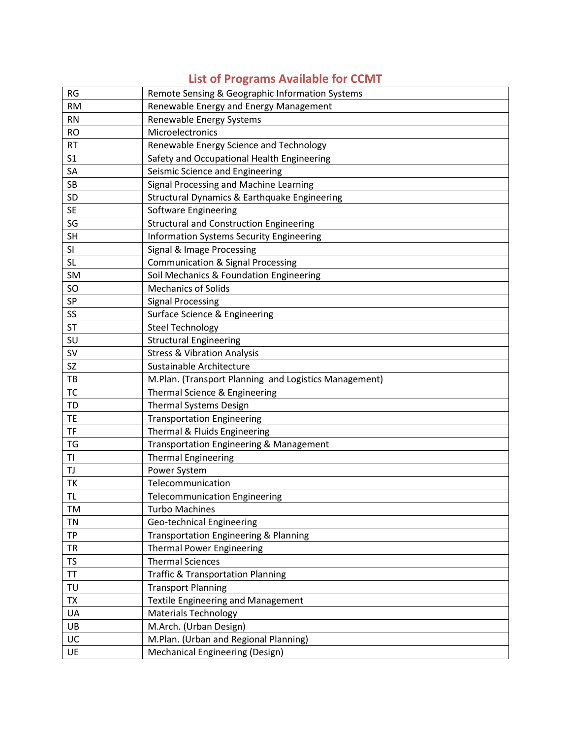## List of Programs Available for CCMT

| | |
|---|---|
| RG | Remote Sensing & Geographic Information Systems |
| RM | Renewable Energy and Energy Management |
| RN | Renewable Energy Systems |
| RO | Microelectronics |
| RT | Renewable Energy Science and Technology |
| S1 | Safety and Occupational Health Engineering |
| SA | Seismic Science and Engineering |
| SB | Signal Processing and Machine Learning |
| SD | Structural Dynamics & Earthquake Engineering |
| SE | Software Engineering |
| SG | Structural and Construction Engineering |
| SH | Information Systems Security Engineering |
| SI | Signal & Image Processing |
| SL | Communication & Signal Processing |
| SM | Soil Mechanics & Foundation Engineering |
| SO | Mechanics of Solids |
| SP | Signal Processing |
| SS | Surface Science & Engineering |
| ST | Steel Technology |
| SU | Structural Engineering |
| SV | Stress & Vibration Analysis |
| SZ | Sustainable Architecture |
| TB | M.Plan. (Transport Planning and Logistics Management) |
| TC | Thermal Science & Engineering |
| TD | Thermal Systems Design |
| TE | Transportation Engineering |
| TF | Thermal & Fluids Engineering |
| TG | Transportation Engineering & Management |
| TI | Thermal Engineering |
| TJ | Power System |
| TK | Telecommunication |
| TL | Telecommunication Engineering |
| TM | Turbo Machines |
| TN | Geo-technical Engineering |
| TP | Transportation Engineering & Planning |
| TR | Thermal Power Engineering |
| TS | Thermal Sciences |
| TT | Traffic & Transportation Planning |
| TU | Transport Planning |
| TX | Textile Engineering and Management |
| UA | Materials Technology |
| UB | M.Arch. (Urban Design) |
| UC | M.Plan. (Urban and Regional Planning) |
| UE | Mechanical Engineering (Design) |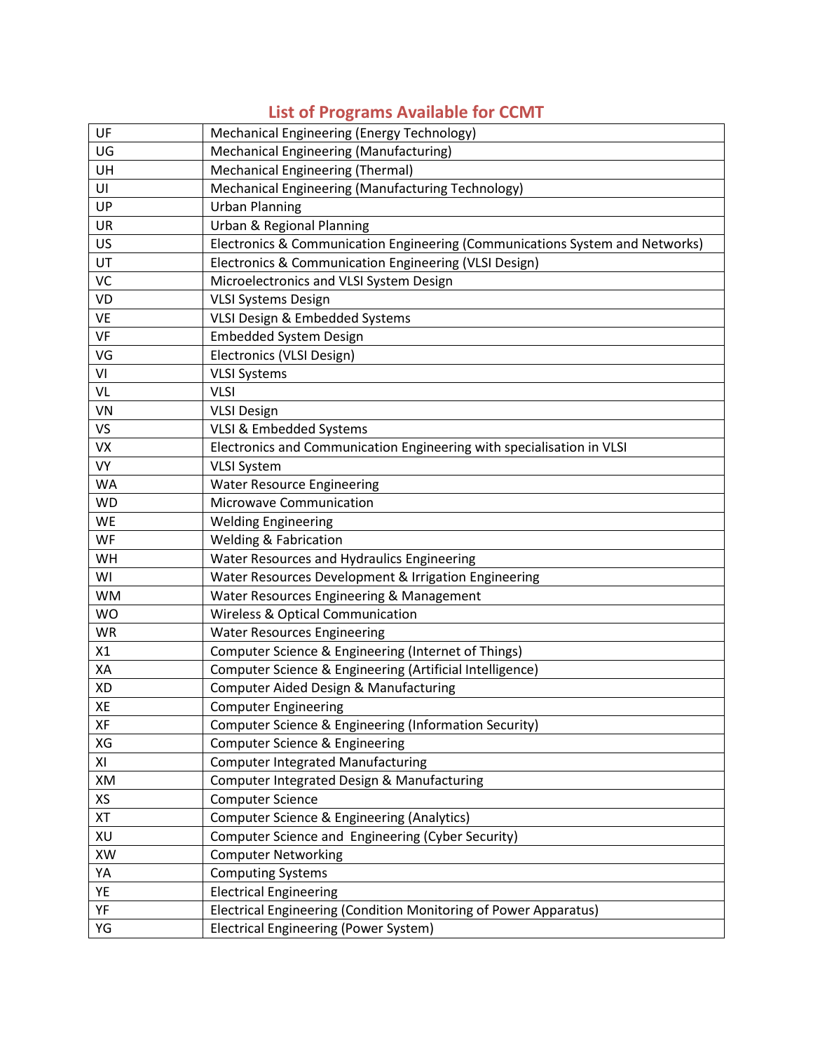## List of Programs Available for CCMT

| | |
|---|---|
| UF | Mechanical Engineering (Energy Technology) |
| UG | Mechanical Engineering (Manufacturing) |
| UH | Mechanical Engineering (Thermal) |
| UI | Mechanical Engineering (Manufacturing Technology) |
| UP | Urban Planning |
| UR | Urban & Regional Planning |
| US | Electronics & Communication Engineering (Communications System and Networks) |
| UT | Electronics & Communication Engineering (VLSI Design) |
| VC | Microelectronics and VLSI System Design |
| VD | VLSI Systems Design |
| VE | VLSI Design & Embedded Systems |
| VF | Embedded System Design |
| VG | Electronics (VLSI Design) |
| VI | VLSI Systems |
| VL | VLSI |
| VN | VLSI Design |
| VS | VLSI & Embedded Systems |
| VX | Electronics and Communication Engineering with specialisation in VLSI |
| VY | VLSI System |
| WA | Water Resource Engineering |
| WD | Microwave Communication |
| WE | Welding Engineering |
| WF | Welding & Fabrication |
| WH | Water Resources and Hydraulics Engineering |
| WI | Water Resources Development & Irrigation Engineering |
| WM | Water Resources Engineering & Management |
| WO | Wireless & Optical Communication |
| WR | Water Resources Engineering |
| X1 | Computer Science & Engineering (Internet of Things) |
| XA | Computer Science & Engineering (Artificial Intelligence) |
| XD | Computer Aided Design & Manufacturing |
| XE | Computer Engineering |
| XF | Computer Science & Engineering (Information Security) |
| XG | Computer Science & Engineering |
| XI | Computer Integrated Manufacturing |
| XM | Computer Integrated Design & Manufacturing |
| XS | Computer Science |
| XT | Computer Science & Engineering (Analytics) |
| XU | Computer Science and Engineering (Cyber Security) |
| XW | Computer Networking |
| YA | Computing Systems |
| YE | Electrical Engineering |
| YF | Electrical Engineering (Condition Monitoring of Power Apparatus) |
| YG | Electrical Engineering (Power System) |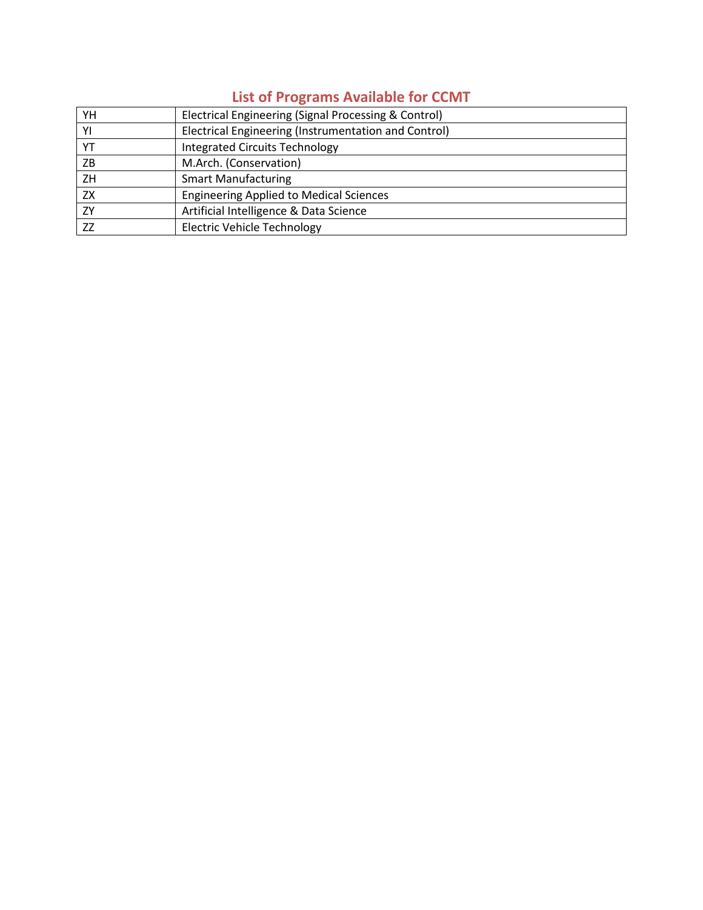## List of Programs Available for CCMT

| | |
|---|---|
| YH | Electrical Engineering (Signal Processing & Control) |
| YI | Electrical Engineering (Instrumentation and Control) |
| YT | Integrated Circuits Technology |
| ZB | M.Arch. (Conservation) |
| ZH | Smart Manufacturing |
| ZX | Engineering Applied to Medical Sciences |
| ZY | Artificial Intelligence & Data Science |
| ZZ | Electric Vehicle Technology |